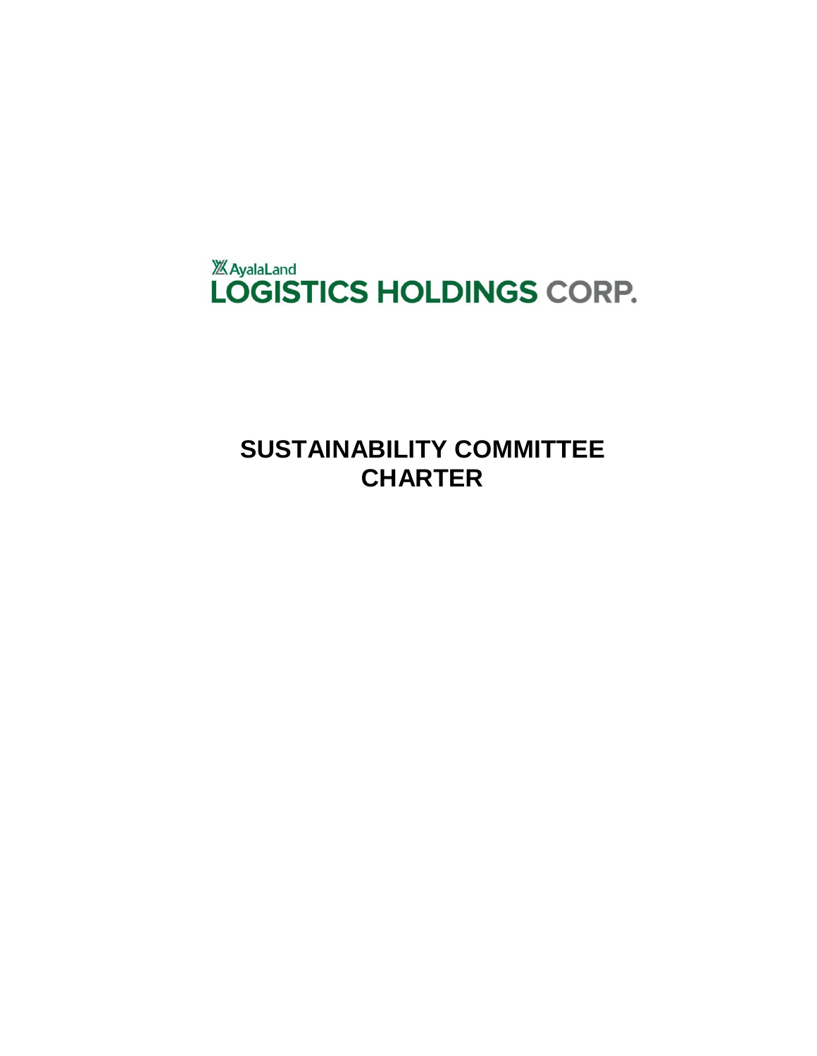AyalaLand
LOGISTICS HOLDINGS CORP.

# SUSTAINABILITY COMMITTEE CHARTER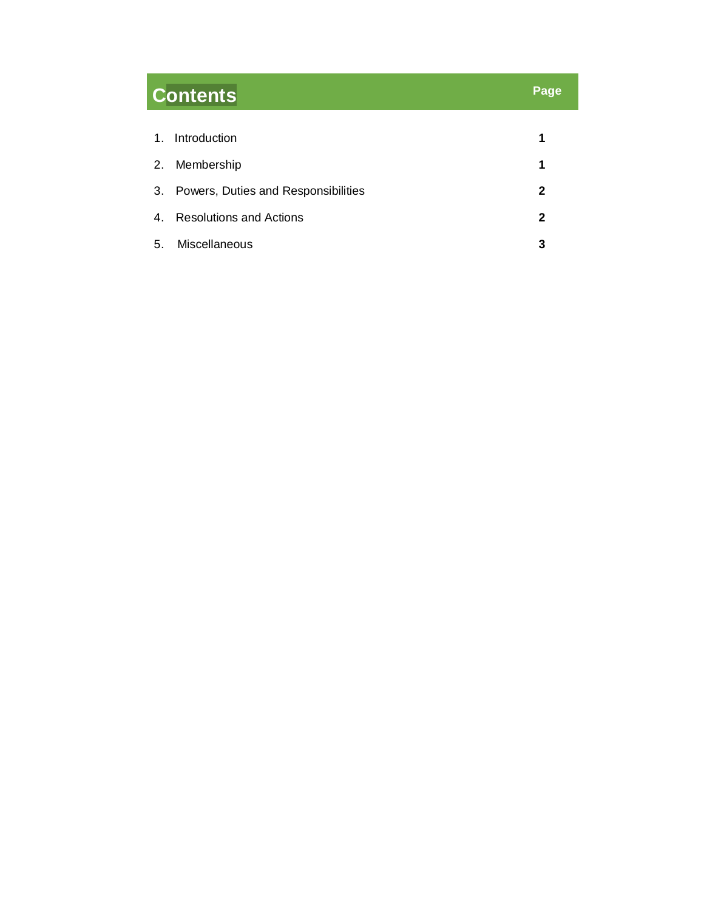# Contents

| | Page |
|---|---|
| 1. Introduction | **1** |
| 2. Membership | **1** |
| 3. Powers, Duties and Responsibilities | **2** |
| 4. Resolutions and Actions | **2** |
| 5. Miscellaneous | **3** |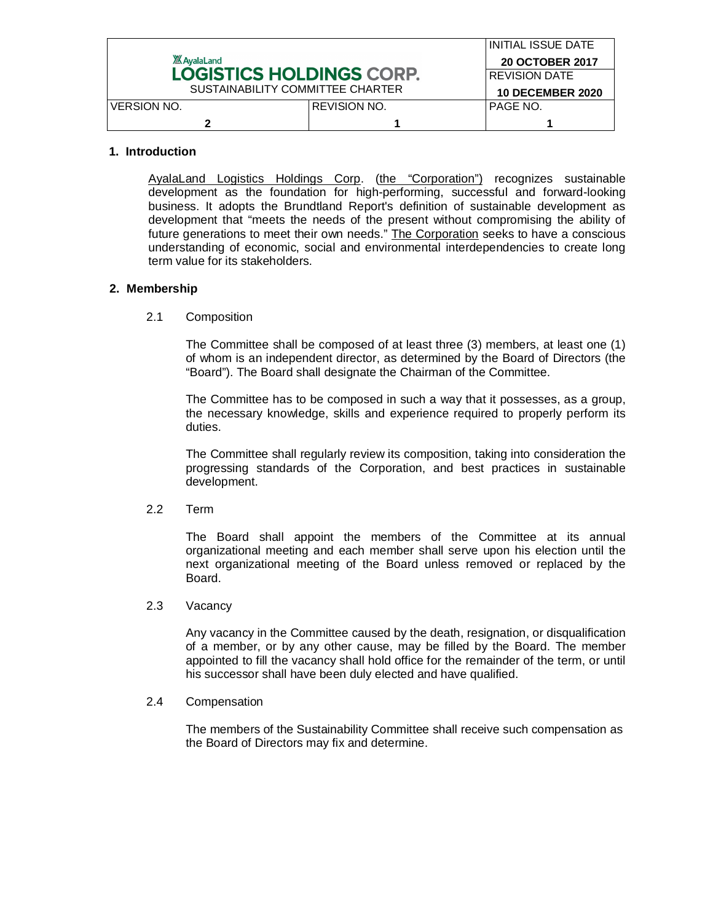## 1. Introduction

AyalaLand Logistics Holdings Corp. (the "Corporation") recognizes sustainable development as the foundation for high-performing, successful and forward-looking business. It adopts the Brundtland Report's definition of sustainable development as development that "meets the needs of the present without compromising the ability of future generations to meet their own needs." The Corporation seeks to have a conscious understanding of economic, social and environmental interdependencies to create long term value for its stakeholders.

## 2. Membership

### 2.1 Composition

The Committee shall be composed of at least three (3) members, at least one (1) of whom is an independent director, as determined by the Board of Directors (the "Board"). The Board shall designate the Chairman of the Committee.

The Committee has to be composed in such a way that it possesses, as a group, the necessary knowledge, skills and experience required to properly perform its duties.

The Committee shall regularly review its composition, taking into consideration the progressing standards of the Corporation, and best practices in sustainable development.

### 2.2 Term

The Board shall appoint the members of the Committee at its annual organizational meeting and each member shall serve upon his election until the next organizational meeting of the Board unless removed or replaced by the Board.

### 2.3 Vacancy

Any vacancy in the Committee caused by the death, resignation, or disqualification of a member, or by any other cause, may be filled by the Board. The member appointed to fill the vacancy shall hold office for the remainder of the term, or until his successor shall have been duly elected and have qualified.

### 2.4 Compensation

The members of the Sustainability Committee shall receive such compensation as the Board of Directors may fix and determine.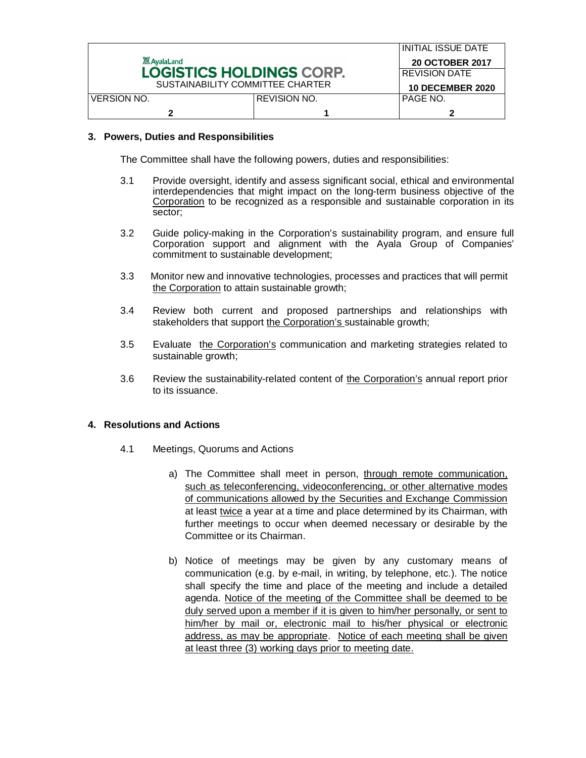## 3. Powers, Duties and Responsibilities

The Committee shall have the following powers, duties and responsibilities:

3.1 Provide oversight, identify and assess significant social, ethical and environmental interdependencies that might impact on the long-term business objective of the Corporation to be recognized as a responsible and sustainable corporation in its sector;

3.2 Guide policy-making in the Corporation's sustainability program, and ensure full Corporation support and alignment with the Ayala Group of Companies' commitment to sustainable development;

3.3 Monitor new and innovative technologies, processes and practices that will permit the Corporation to attain sustainable growth;

3.4 Review both current and proposed partnerships and relationships with stakeholders that support the Corporation's sustainable growth;

3.5 Evaluate the Corporation's communication and marketing strategies related to sustainable growth;

3.6 Review the sustainability-related content of the Corporation's annual report prior to its issuance.

## 4. Resolutions and Actions

4.1 Meetings, Quorums and Actions

a) The Committee shall meet in person, through remote communication, such as teleconferencing, videoconferencing, or other alternative modes of communications allowed by the Securities and Exchange Commission at least twice a year at a time and place determined by its Chairman, with further meetings to occur when deemed necessary or desirable by the Committee or its Chairman.

b) Notice of meetings may be given by any customary means of communication (e.g. by e-mail, in writing, by telephone, etc.). The notice shall specify the time and place of the meeting and include a detailed agenda. Notice of the meeting of the Committee shall be deemed to be duly served upon a member if it is given to him/her personally, or sent to him/her by mail or, electronic mail to his/her physical or electronic address, as may be appropriate. Notice of each meeting shall be given at least three (3) working days prior to meeting date.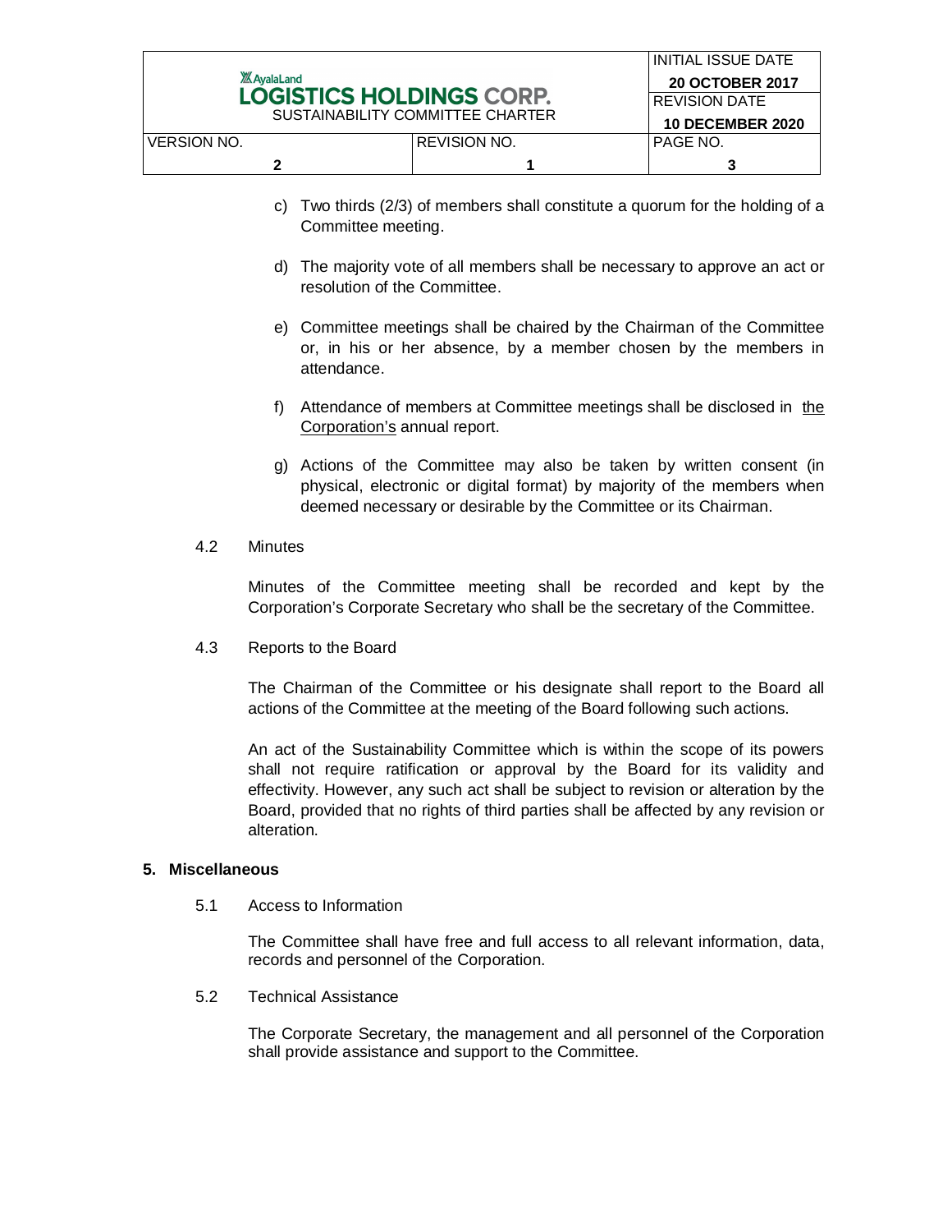c) Two thirds (2/3) of members shall constitute a quorum for the holding of a Committee meeting.

d) The majority vote of all members shall be necessary to approve an act or resolution of the Committee.

e) Committee meetings shall be chaired by the Chairman of the Committee or, in his or her absence, by a member chosen by the members in attendance.

f) Attendance of members at Committee meetings shall be disclosed in the Corporation's annual report.

g) Actions of the Committee may also be taken by written consent (in physical, electronic or digital format) by majority of the members when deemed necessary or desirable by the Committee or its Chairman.

4.2 Minutes

Minutes of the Committee meeting shall be recorded and kept by the Corporation's Corporate Secretary who shall be the secretary of the Committee.

4.3 Reports to the Board

The Chairman of the Committee or his designate shall report to the Board all actions of the Committee at the meeting of the Board following such actions.

An act of the Sustainability Committee which is within the scope of its powers shall not require ratification or approval by the Board for its validity and effectivity. However, any such act shall be subject to revision or alteration by the Board, provided that no rights of third parties shall be affected by any revision or alteration.

## 5. Miscellaneous

5.1 Access to Information

The Committee shall have free and full access to all relevant information, data, records and personnel of the Corporation.

5.2 Technical Assistance

The Corporate Secretary, the management and all personnel of the Corporation shall provide assistance and support to the Committee.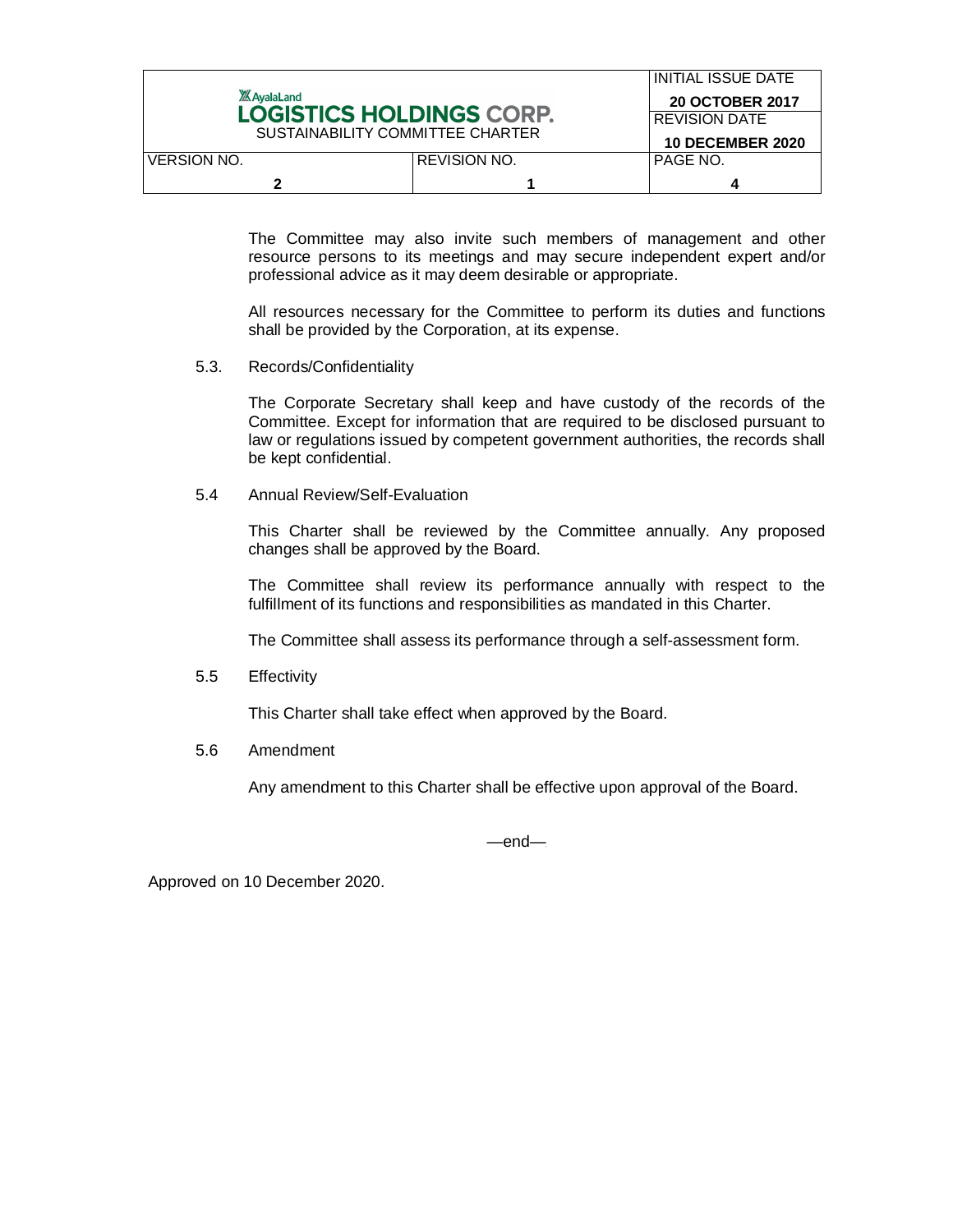The Committee may also invite such members of management and other resource persons to its meetings and may secure independent expert and/or professional advice as it may deem desirable or appropriate.

All resources necessary for the Committee to perform its duties and functions shall be provided by the Corporation, at its expense.

5.3. Records/Confidentiality

The Corporate Secretary shall keep and have custody of the records of the Committee. Except for information that are required to be disclosed pursuant to law or regulations issued by competent government authorities, the records shall be kept confidential.

5.4 Annual Review/Self-Evaluation

This Charter shall be reviewed by the Committee annually. Any proposed changes shall be approved by the Board.

The Committee shall review its performance annually with respect to the fulfillment of its functions and responsibilities as mandated in this Charter.

The Committee shall assess its performance through a self-assessment form.

5.5 Effectivity

This Charter shall take effect when approved by the Board.

5.6 Amendment

Any amendment to this Charter shall be effective upon approval of the Board.

—end—

Approved on 10 December 2020.